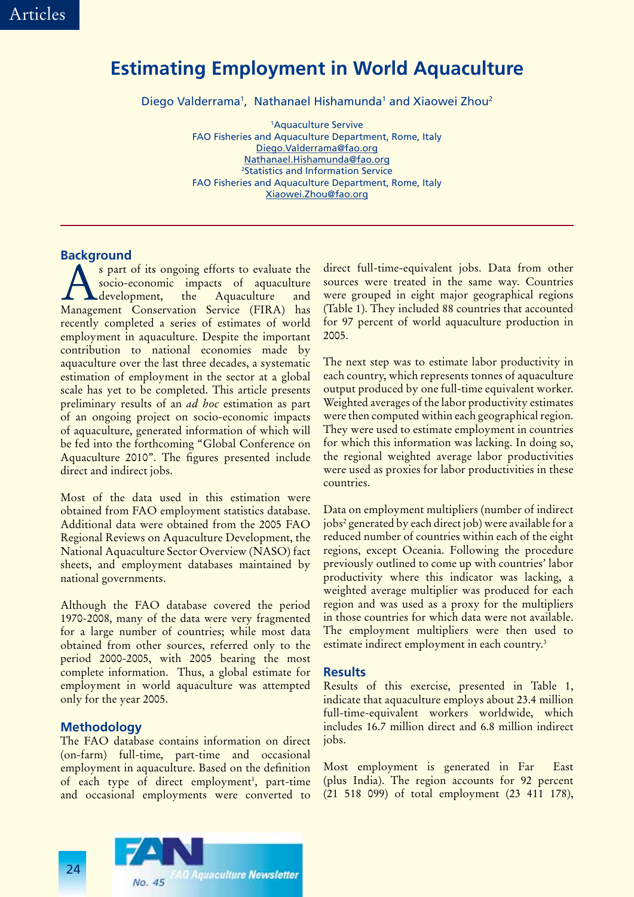# Estimating Employment in World Aquaculture

Diego Valderrama[1], Nathanael Hishamunda[1] and Xiaowei Zhou[2]

[1]Aquaculture Servive
FAO Fisheries and Aquaculture Department, Rome, Italy
Diego.Valderrama@fao.org
Nathanael.Hishamunda@fao.org
[2]Statistics and Information Service
FAO Fisheries and Aquaculture Department, Rome, Italy
Xiaowei.Zhou@fao.org

## Background

As part of its ongoing efforts to evaluate the socio-economic impacts of aquaculture development, the Aquaculture and Management Conservation Service (FIRA) has recently completed a series of estimates of world employment in aquaculture. Despite the important contribution to national economies made by aquaculture over the last three decades, a systematic estimation of employment in the sector at a global scale has yet to be completed. This article presents preliminary results of an *ad hoc* estimation as part of an ongoing project on socio-economic impacts of aquaculture, generated information of which will be fed into the forthcoming "Global Conference on Aquaculture 2010". The figures presented include direct and indirect jobs.

Most of the data used in this estimation were obtained from FAO employment statistics database. Additional data were obtained from the 2005 FAO Regional Reviews on Aquaculture Development, the National Aquaculture Sector Overview (NASO) fact sheets, and employment databases maintained by national governments.

Although the FAO database covered the period 1970-2008, many of the data were very fragmented for a large number of countries; while most data obtained from other sources, referred only to the period 2000-2005, with 2005 bearing the most complete information. Thus, a global estimate for employment in world aquaculture was attempted only for the year 2005.

## Methodology

The FAO database contains information on direct (on-farm) full-time, part-time and occasional employment in aquaculture. Based on the definition of each type of direct employment[1], part-time and occasional employments were converted to direct full-time-equivalent jobs. Data from other sources were treated in the same way. Countries were grouped in eight major geographical regions (Table 1). They included 88 countries that accounted for 97 percent of world aquaculture production in 2005.

The next step was to estimate labor productivity in each country, which represents tonnes of aquaculture output produced by one full-time equivalent worker. Weighted averages of the labor productivity estimates were then computed within each geographical region. They were used to estimate employment in countries for which this information was lacking. In doing so, the regional weighted average labor productivities were used as proxies for labor productivities in these countries.

Data on employment multipliers (number of indirect jobs[2] generated by each direct job) were available for a reduced number of countries within each of the eight regions, except Oceania. Following the procedure previously outlined to come up with countries' labor productivity where this indicator was lacking, a weighted average multiplier was produced for each region and was used as a proxy for the multipliers in those countries for which data were not available. The employment multipliers were then used to estimate indirect employment in each country.[3]

## Results

Results of this exercise, presented in Table 1, indicate that aquaculture employs about 23.4 million full-time-equivalent workers worldwide, which includes 16.7 million direct and 6.8 million indirect jobs.

Most employment is generated in Far East (plus India). The region accounts for 92 percent (21 518 099) of total employment (23 411 178),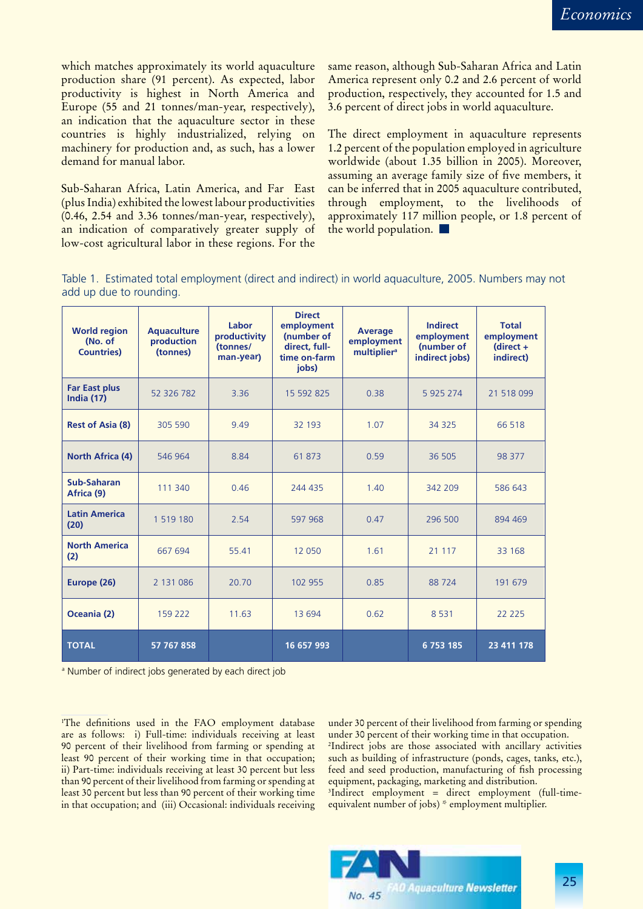which matches approximately its world aquaculture production share (91 percent). As expected, labor productivity is highest in North America and Europe (55 and 21 tonnes/man-year, respectively), an indication that the aquaculture sector in these countries is highly industrialized, relying on machinery for production and, as such, has a lower demand for manual labor.

Sub-Saharan Africa, Latin America, and Far East (plus India) exhibited the lowest labour productivities (0.46, 2.54 and 3.36 tonnes/man-year, respectively), an indication of comparatively greater supply of low-cost agricultural labor in these regions. For the same reason, although Sub-Saharan Africa and Latin America represent only 0.2 and 2.6 percent of world production, respectively, they accounted for 1.5 and 3.6 percent of direct jobs in world aquaculture.

The direct employment in aquaculture represents 1.2 percent of the population employed in agriculture worldwide (about 1.35 billion in 2005). Moreover, assuming an average family size of five members, it can be inferred that in 2005 aquaculture contributed, through employment, to the livelihoods of approximately 117 million people, or 1.8 percent of the world population.

Table 1. Estimated total employment (direct and indirect) in world aquaculture, 2005. Numbers may not add up due to rounding.

| World region (No. of Countries) | Aquaculture production (tonnes) | Labor productivity (tonnes/ man-year) | Direct employment (number of direct, full-time on-farm jobs) | Average employment multiplier[a] | Indirect employment (number of indirect jobs) | Total employment (direct + indirect) |
|---|---|---|---|---|---|---|
| **Far East plus India (17)** | 52 326 782 | 3.36 | 15 592 825 | 0.38 | 5 925 274 | 21 518 099 |
| **Rest of Asia (8)** | 305 590 | 9.49 | 32 193 | 1.07 | 34 325 | 66 518 |
| **North Africa (4)** | 546 964 | 8.84 | 61 873 | 0.59 | 36 505 | 98 377 |
| **Sub-Saharan Africa (9)** | 111 340 | 0.46 | 244 435 | 1.40 | 342 209 | 586 643 |
| **Latin America (20)** | 1 519 180 | 2.54 | 597 968 | 0.47 | 296 500 | 894 469 |
| **North America (2)** | 667 694 | 55.41 | 12 050 | 1.61 | 21 117 | 33 168 |
| **Europe (26)** | 2 131 086 | 20.70 | 102 955 | 0.85 | 88 724 | 191 679 |
| **Oceania (2)** | 159 222 | 11.63 | 13 694 | 0.62 | 8 531 | 22 225 |
| **TOTAL** | **57 767 858** | | **16 657 993** | | **6 753 185** | **23 411 178** |

[a] Number of indirect jobs generated by each direct job

[1]The definitions used in the FAO employment database are as follows: i) Full-time: individuals receiving at least 90 percent of their livelihood from farming or spending at least 90 percent of their working time in that occupation; ii) Part-time: individuals receiving at least 30 percent but less than 90 percent of their livelihood from farming or spending at least 30 percent but less than 90 percent of their working time in that occupation; and (iii) Occasional: individuals receiving under 30 percent of their livelihood from farming or spending under 30 percent of their working time in that occupation.

[2]Indirect jobs are those associated with ancillary activities such as building of infrastructure (ponds, cages, tanks, etc.), feed and seed production, manufacturing of fish processing equipment, packaging, marketing and distribution.

[3]Indirect employment = direct employment (full-time-equivalent number of jobs) * employment multiplier.